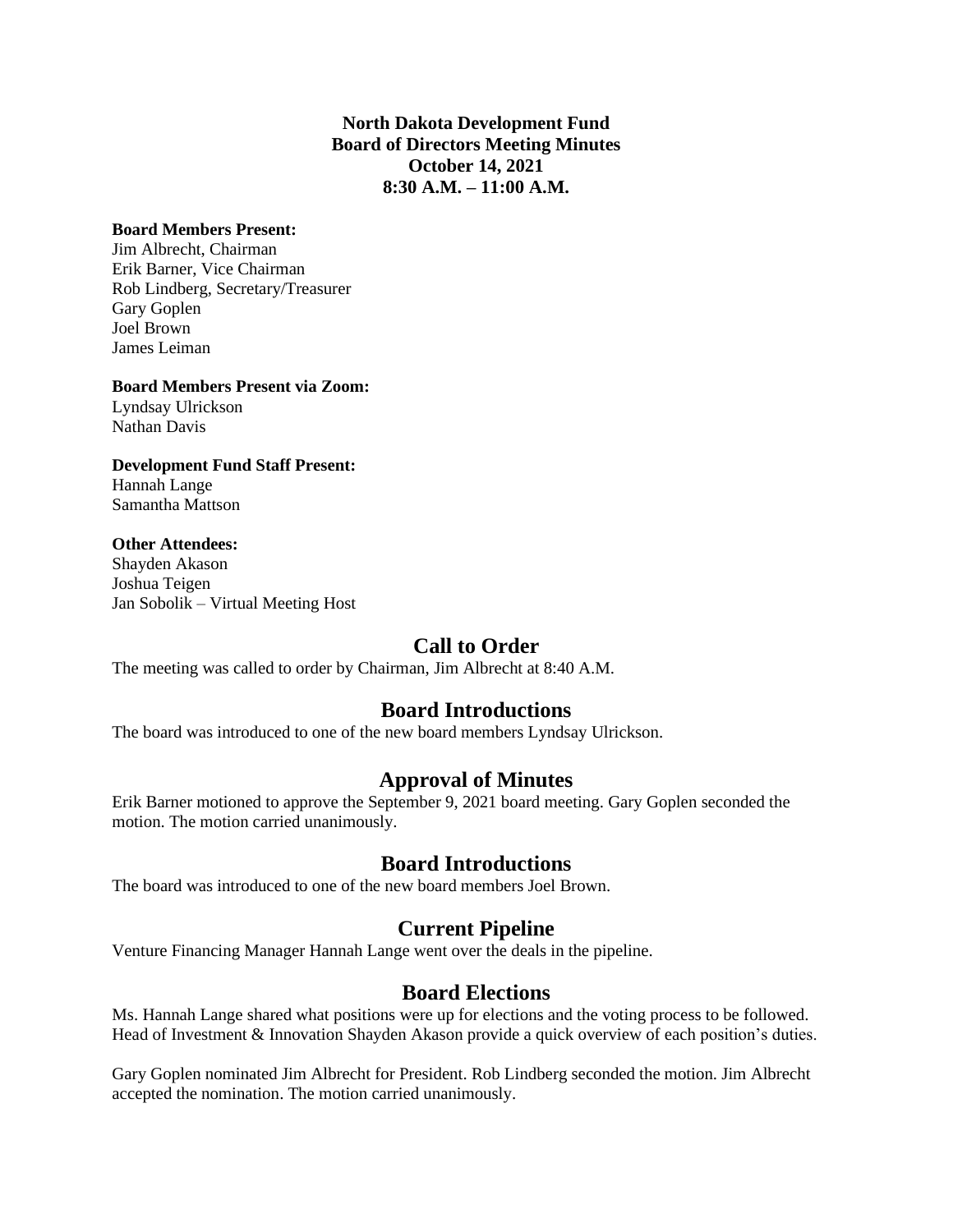**North Dakota Development Fund**
**Board of Directors Meeting Minutes**
**October 14, 2021**
**8:30 A.M. – 11:00 A.M.**

**Board Members Present:**
Jim Albrecht, Chairman
Erik Barner, Vice Chairman
Rob Lindberg, Secretary/Treasurer
Gary Goplen
Joel Brown
James Leiman

**Board Members Present via Zoom:**
Lyndsay Ulrickson
Nathan Davis

**Development Fund Staff Present:**
Hannah Lange
Samantha Mattson

**Other Attendees:**
Shayden Akason
Joshua Teigen
Jan Sobolik – Virtual Meeting Host

## Call to Order

The meeting was called to order by Chairman, Jim Albrecht at 8:40 A.M.

## Board Introductions

The board was introduced to one of the new board members Lyndsay Ulrickson.

## Approval of Minutes

Erik Barner motioned to approve the September 9, 2021 board meeting. Gary Goplen seconded the motion. The motion carried unanimously.

## Board Introductions

The board was introduced to one of the new board members Joel Brown.

## Current Pipeline

Venture Financing Manager Hannah Lange went over the deals in the pipeline.

## Board Elections

Ms. Hannah Lange shared what positions were up for elections and the voting process to be followed. Head of Investment & Innovation Shayden Akason provide a quick overview of each position's duties.

Gary Goplen nominated Jim Albrecht for President. Rob Lindberg seconded the motion. Jim Albrecht accepted the nomination. The motion carried unanimously.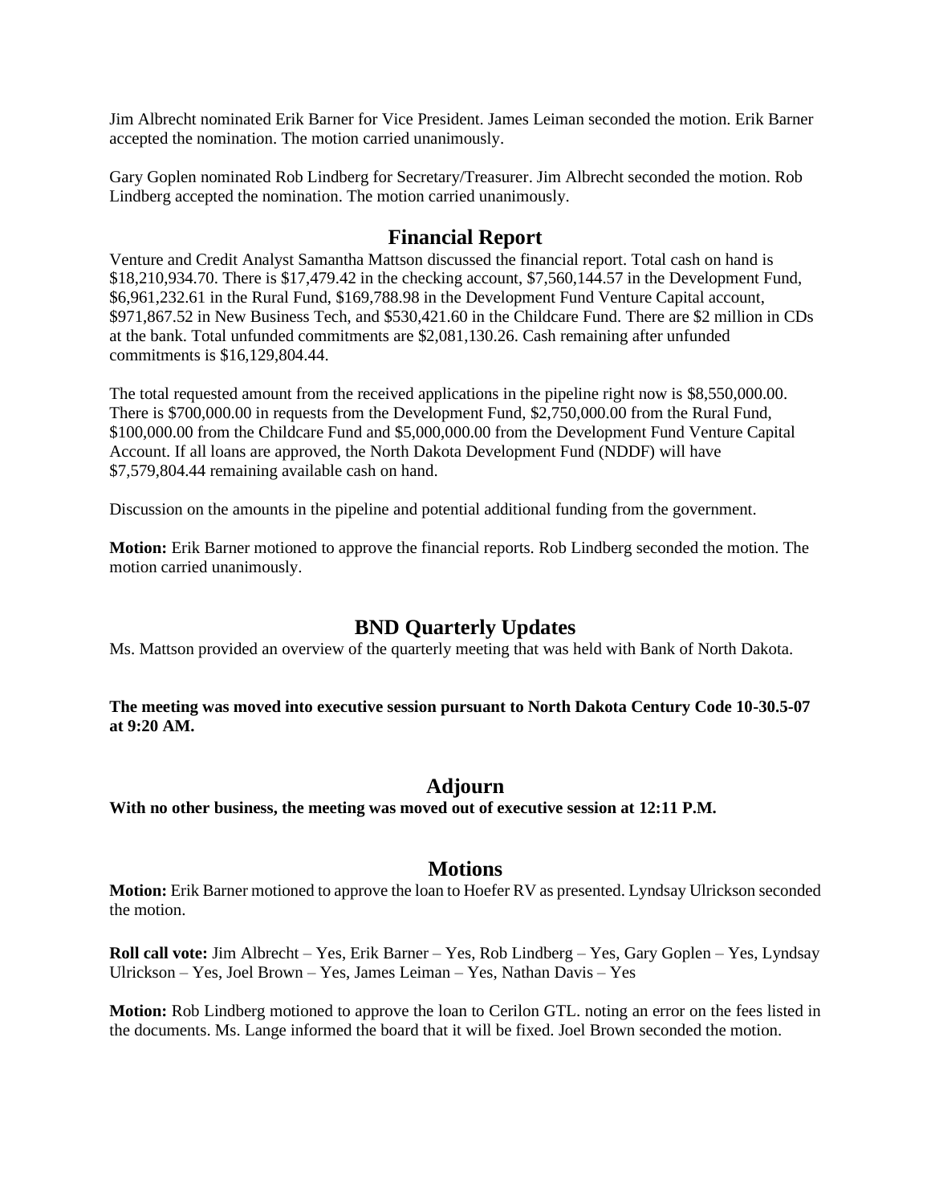Jim Albrecht nominated Erik Barner for Vice President. James Leiman seconded the motion. Erik Barner accepted the nomination. The motion carried unanimously.

Gary Goplen nominated Rob Lindberg for Secretary/Treasurer. Jim Albrecht seconded the motion. Rob Lindberg accepted the nomination. The motion carried unanimously.

## Financial Report

Venture and Credit Analyst Samantha Mattson discussed the financial report. Total cash on hand is $18,210,934.70. There is $17,479.42 in the checking account, $7,560,144.57 in the Development Fund, $6,961,232.61 in the Rural Fund, $169,788.98 in the Development Fund Venture Capital account, $971,867.52 in New Business Tech, and $530,421.60 in the Childcare Fund. There are $2 million in CDs at the bank. Total unfunded commitments are $2,081,130.26. Cash remaining after unfunded commitments is $16,129,804.44.

The total requested amount from the received applications in the pipeline right now is $8,550,000.00. There is $700,000.00 in requests from the Development Fund, $2,750,000.00 from the Rural Fund, $100,000.00 from the Childcare Fund and $5,000,000.00 from the Development Fund Venture Capital Account. If all loans are approved, the North Dakota Development Fund (NDDF) will have $7,579,804.44 remaining available cash on hand.

Discussion on the amounts in the pipeline and potential additional funding from the government.

**Motion:** Erik Barner motioned to approve the financial reports. Rob Lindberg seconded the motion. The motion carried unanimously.

## BND Quarterly Updates

Ms. Mattson provided an overview of the quarterly meeting that was held with Bank of North Dakota.

**The meeting was moved into executive session pursuant to North Dakota Century Code 10-30.5-07 at 9:20 AM.**

## Adjourn

**With no other business, the meeting was moved out of executive session at 12:11 P.M.**

## Motions

**Motion:** Erik Barner motioned to approve the loan to Hoefer RV as presented. Lyndsay Ulrickson seconded the motion.

**Roll call vote:** Jim Albrecht – Yes, Erik Barner – Yes, Rob Lindberg – Yes, Gary Goplen – Yes, Lyndsay Ulrickson – Yes, Joel Brown – Yes, James Leiman – Yes, Nathan Davis – Yes

**Motion:** Rob Lindberg motioned to approve the loan to Cerilon GTL. noting an error on the fees listed in the documents. Ms. Lange informed the board that it will be fixed. Joel Brown seconded the motion.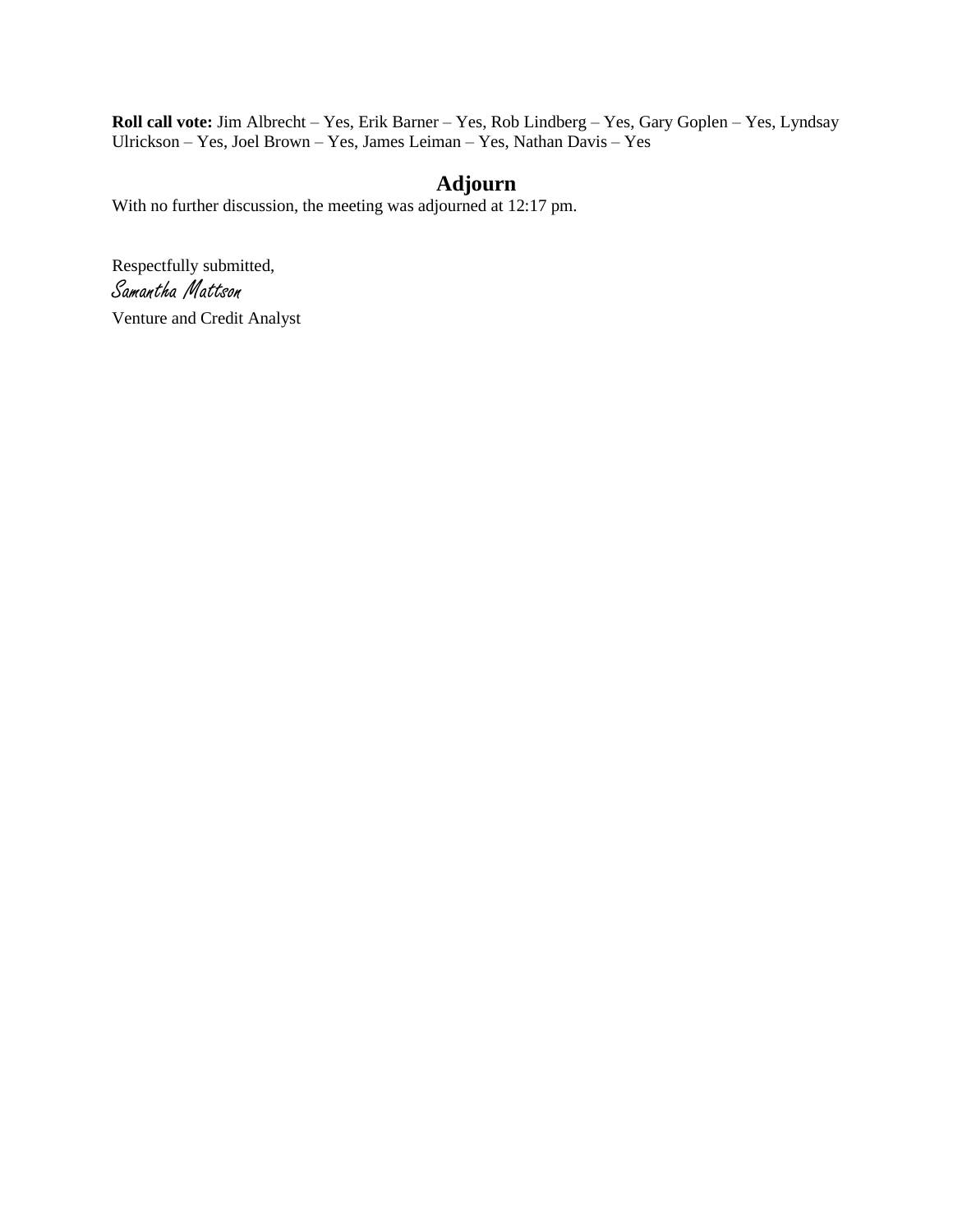**Roll call vote:** Jim Albrecht – Yes, Erik Barner – Yes, Rob Lindberg – Yes, Gary Goplen – Yes, Lyndsay Ulrickson – Yes, Joel Brown – Yes, James Leiman – Yes, Nathan Davis – Yes

## Adjourn

With no further discussion, the meeting was adjourned at 12:17 pm.

Respectfully submitted,
*Samantha Mattson*
Venture and Credit Analyst